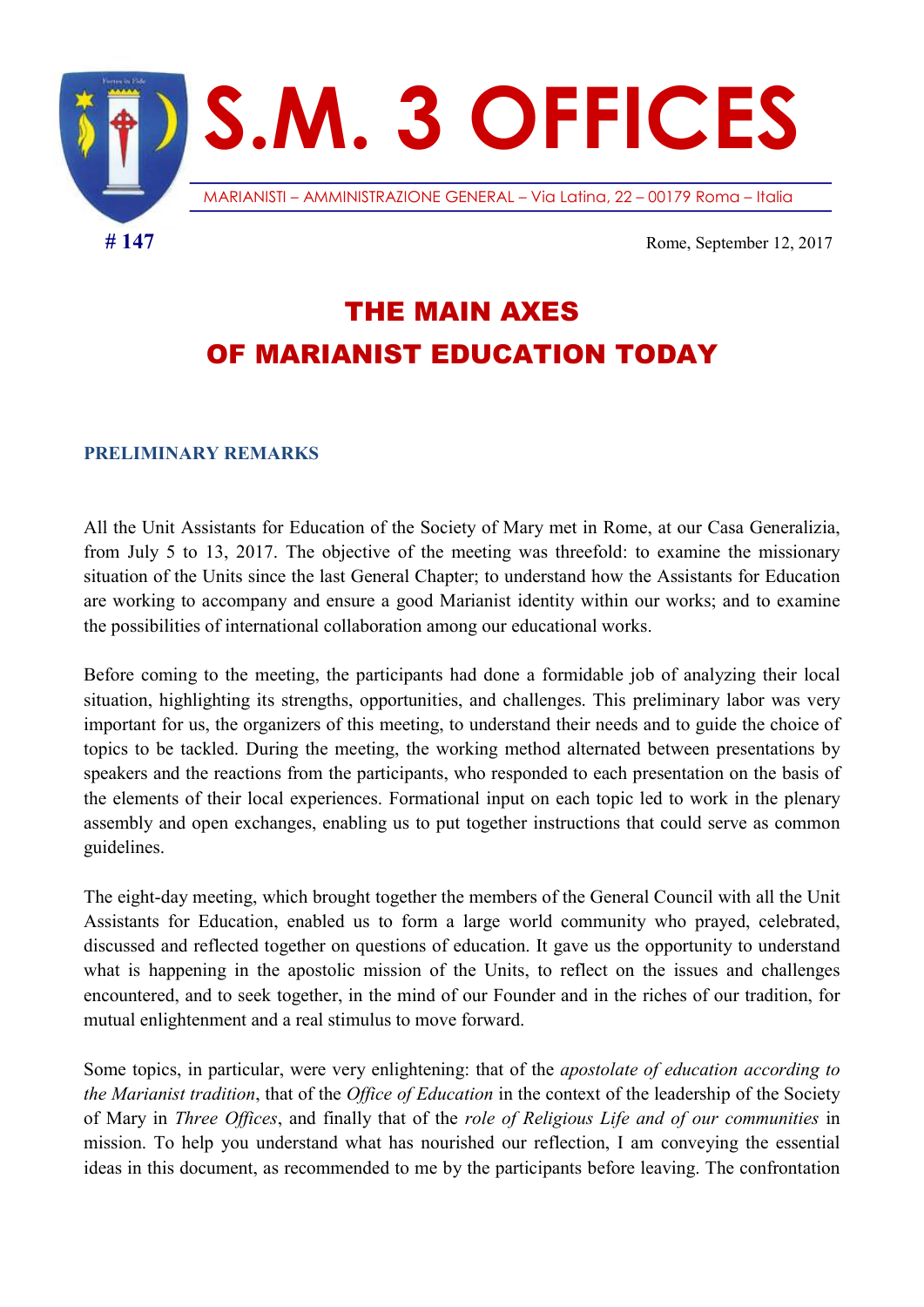# S.M. 3 OFFICES

MARIANISTI – AMMINISTRAZIONE GENERAL – Via Latina, 22 – 00179 Roma – Italia

**# 147**

Rome, September 12, 2017

## THE MAIN AXES OF MARIANIST EDUCATION TODAY

### PRELIMINARY REMARKS

All the Unit Assistants for Education of the Society of Mary met in Rome, at our Casa Generalizia, from July 5 to 13, 2017. The objective of the meeting was threefold: to examine the missionary situation of the Units since the last General Chapter; to understand how the Assistants for Education are working to accompany and ensure a good Marianist identity within our works; and to examine the possibilities of international collaboration among our educational works.

Before coming to the meeting, the participants had done a formidable job of analyzing their local situation, highlighting its strengths, opportunities, and challenges. This preliminary labor was very important for us, the organizers of this meeting, to understand their needs and to guide the choice of topics to be tackled. During the meeting, the working method alternated between presentations by speakers and the reactions from the participants, who responded to each presentation on the basis of the elements of their local experiences. Formational input on each topic led to work in the plenary assembly and open exchanges, enabling us to put together instructions that could serve as common guidelines.

The eight-day meeting, which brought together the members of the General Council with all the Unit Assistants for Education, enabled us to form a large world community who prayed, celebrated, discussed and reflected together on questions of education. It gave us the opportunity to understand what is happening in the apostolic mission of the Units, to reflect on the issues and challenges encountered, and to seek together, in the mind of our Founder and in the riches of our tradition, for mutual enlightenment and a real stimulus to move forward.

Some topics, in particular, were very enlightening: that of the *apostolate of education according to the Marianist tradition*, that of the *Office of Education* in the context of the leadership of the Society of Mary in *Three Offices*, and finally that of the *role of Religious Life and of our communities* in mission. To help you understand what has nourished our reflection, I am conveying the essential ideas in this document, as recommended to me by the participants before leaving. The confrontation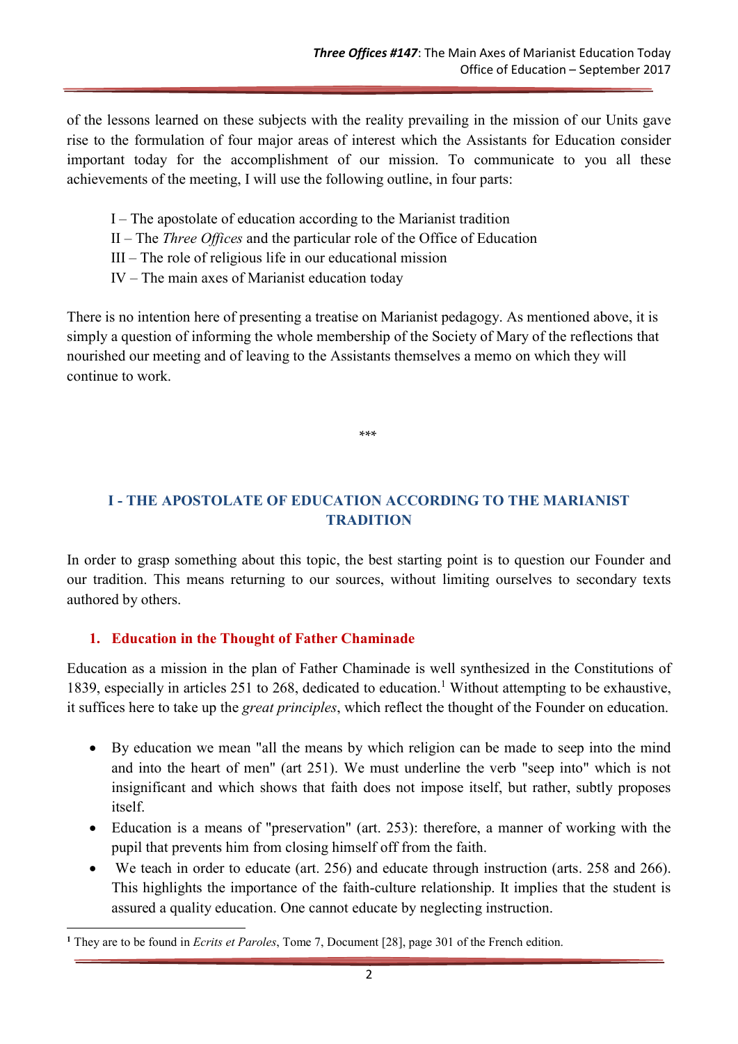of the lessons learned on these subjects with the reality prevailing in the mission of our Units gave rise to the formulation of four major areas of interest which the Assistants for Education consider important today for the accomplishment of our mission. To communicate to you all these achievements of the meeting, I will use the following outline, in four parts:

I – The apostolate of education according to the Marianist tradition
II – The *Three Offices* and the particular role of the Office of Education
III – The role of religious life in our educational mission
IV – The main axes of Marianist education today

There is no intention here of presenting a treatise on Marianist pedagogy. As mentioned above, it is simply a question of informing the whole membership of the Society of Mary of the reflections that nourished our meeting and of leaving to the Assistants themselves a memo on which they will continue to work.

\*\*\*

## I - THE APOSTOLATE OF EDUCATION ACCORDING TO THE MARIANIST TRADITION

In order to grasp something about this topic, the best starting point is to question our Founder and our tradition. This means returning to our sources, without limiting ourselves to secondary texts authored by others.

### 1. Education in the Thought of Father Chaminade

Education as a mission in the plan of Father Chaminade is well synthesized in the Constitutions of 1839, especially in articles 251 to 268, dedicated to education.[1] Without attempting to be exhaustive, it suffices here to take up the *great principles*, which reflect the thought of the Founder on education.

- By education we mean "all the means by which religion can be made to seep into the mind and into the heart of men" (art 251). We must underline the verb "seep into" which is not insignificant and which shows that faith does not impose itself, but rather, subtly proposes itself.
- Education is a means of "preservation" (art. 253): therefore, a manner of working with the pupil that prevents him from closing himself off from the faith.
- We teach in order to educate (art. 256) and educate through instruction (arts. 258 and 266). This highlights the importance of the faith-culture relationship. It implies that the student is assured a quality education. One cannot educate by neglecting instruction.

[1] They are to be found in *Ecrits et Paroles*, Tome 7, Document [28], page 301 of the French edition.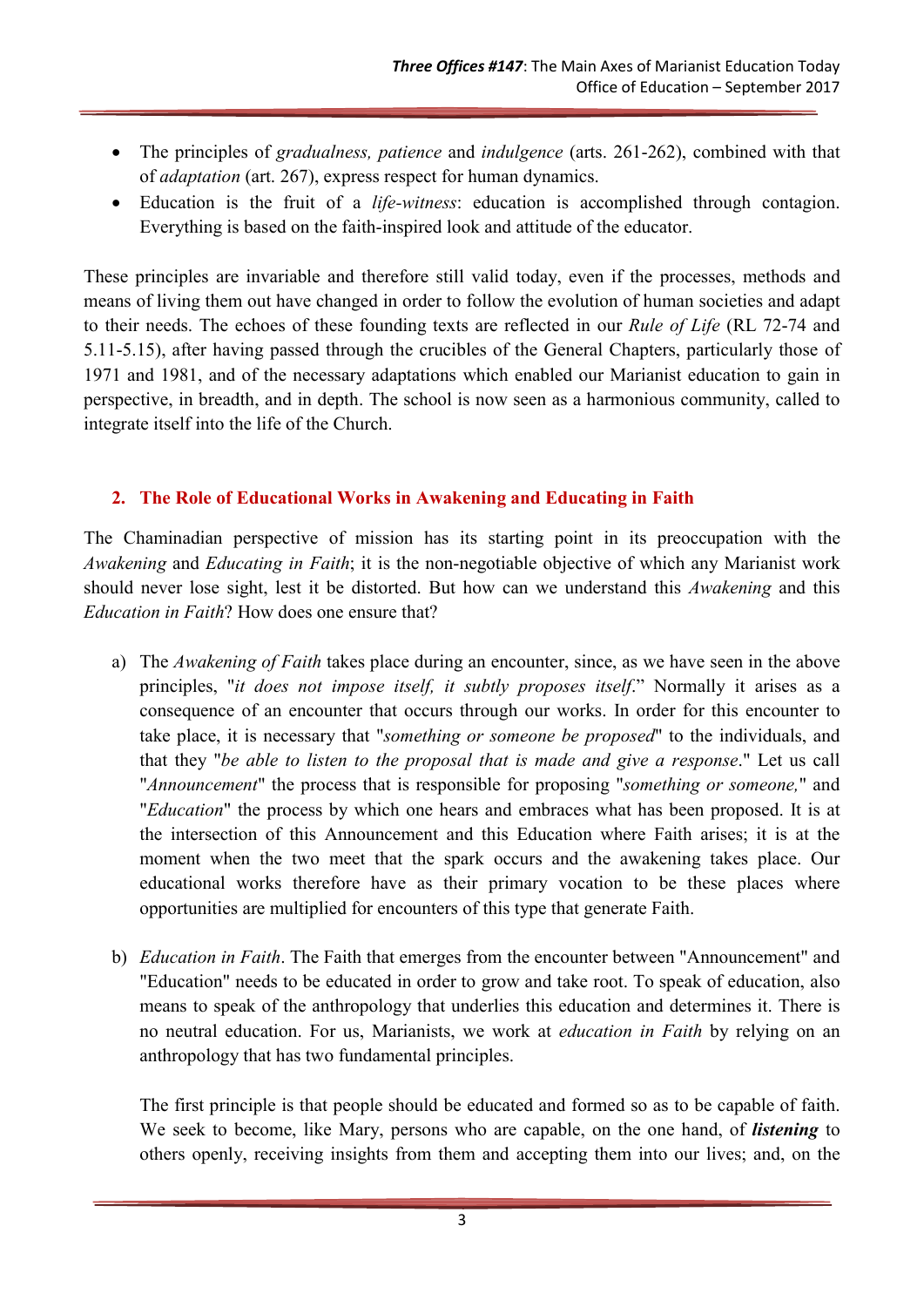- The principles of *gradualness, patience* and *indulgence* (arts. 261-262), combined with that of *adaptation* (art. 267), express respect for human dynamics.
- Education is the fruit of a *life-witness*: education is accomplished through contagion. Everything is based on the faith-inspired look and attitude of the educator.

These principles are invariable and therefore still valid today, even if the processes, methods and means of living them out have changed in order to follow the evolution of human societies and adapt to their needs. The echoes of these founding texts are reflected in our *Rule of Life* (RL 72-74 and 5.11-5.15), after having passed through the crucibles of the General Chapters, particularly those of 1971 and 1981, and of the necessary adaptations which enabled our Marianist education to gain in perspective, in breadth, and in depth. The school is now seen as a harmonious community, called to integrate itself into the life of the Church.

## 2. The Role of Educational Works in Awakening and Educating in Faith

The Chaminadian perspective of mission has its starting point in its preoccupation with the *Awakening* and *Educating in Faith*; it is the non-negotiable objective of which any Marianist work should never lose sight, lest it be distorted. But how can we understand this *Awakening* and this *Education in Faith*? How does one ensure that?

a) The *Awakening of Faith* takes place during an encounter, since, as we have seen in the above principles, "*it does not impose itself, it subtly proposes itself*." Normally it arises as a consequence of an encounter that occurs through our works. In order for this encounter to take place, it is necessary that "*something or someone be proposed*" to the individuals, and that they "*be able to listen to the proposal that is made and give a response*." Let us call "*Announcement*" the process that is responsible for proposing "*something or someone,*" and "*Education*" the process by which one hears and embraces what has been proposed. It is at the intersection of this Announcement and this Education where Faith arises; it is at the moment when the two meet that the spark occurs and the awakening takes place. Our educational works therefore have as their primary vocation to be these places where opportunities are multiplied for encounters of this type that generate Faith.

b) *Education in Faith*. The Faith that emerges from the encounter between "Announcement" and "Education" needs to be educated in order to grow and take root. To speak of education, also means to speak of the anthropology that underlies this education and determines it. There is no neutral education. For us, Marianists, we work at *education in Faith* by relying on an anthropology that has two fundamental principles.

   The first principle is that people should be educated and formed so as to be capable of faith. We seek to become, like Mary, persons who are capable, on the one hand, of ***listening*** to others openly, receiving insights from them and accepting them into our lives; and, on the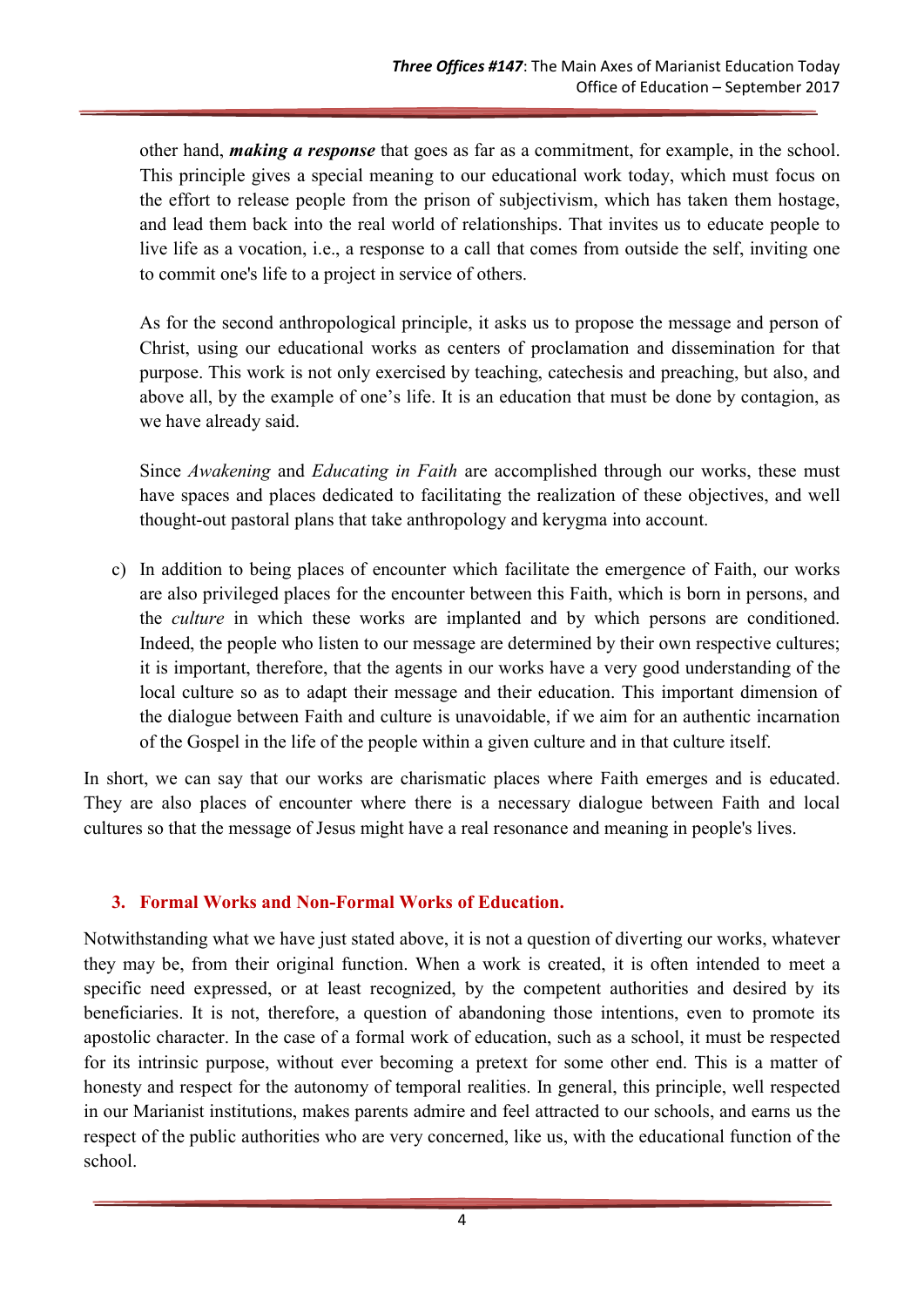other hand, ***making a response*** that goes as far as a commitment, for example, in the school. This principle gives a special meaning to our educational work today, which must focus on the effort to release people from the prison of subjectivism, which has taken them hostage, and lead them back into the real world of relationships. That invites us to educate people to live life as a vocation, i.e., a response to a call that comes from outside the self, inviting one to commit one's life to a project in service of others.

As for the second anthropological principle, it asks us to propose the message and person of Christ, using our educational works as centers of proclamation and dissemination for that purpose. This work is not only exercised by teaching, catechesis and preaching, but also, and above all, by the example of one's life. It is an education that must be done by contagion, as we have already said.

Since *Awakening* and *Educating in Faith* are accomplished through our works, these must have spaces and places dedicated to facilitating the realization of these objectives, and well thought-out pastoral plans that take anthropology and kerygma into account.

c) In addition to being places of encounter which facilitate the emergence of Faith, our works are also privileged places for the encounter between this Faith, which is born in persons, and the *culture* in which these works are implanted and by which persons are conditioned. Indeed, the people who listen to our message are determined by their own respective cultures; it is important, therefore, that the agents in our works have a very good understanding of the local culture so as to adapt their message and their education. This important dimension of the dialogue between Faith and culture is unavoidable, if we aim for an authentic incarnation of the Gospel in the life of the people within a given culture and in that culture itself.

In short, we can say that our works are charismatic places where Faith emerges and is educated. They are also places of encounter where there is a necessary dialogue between Faith and local cultures so that the message of Jesus might have a real resonance and meaning in people's lives.

## 3. Formal Works and Non-Formal Works of Education.

Notwithstanding what we have just stated above, it is not a question of diverting our works, whatever they may be, from their original function. When a work is created, it is often intended to meet a specific need expressed, or at least recognized, by the competent authorities and desired by its beneficiaries. It is not, therefore, a question of abandoning those intentions, even to promote its apostolic character. In the case of a formal work of education, such as a school, it must be respected for its intrinsic purpose, without ever becoming a pretext for some other end. This is a matter of honesty and respect for the autonomy of temporal realities. In general, this principle, well respected in our Marianist institutions, makes parents admire and feel attracted to our schools, and earns us the respect of the public authorities who are very concerned, like us, with the educational function of the school.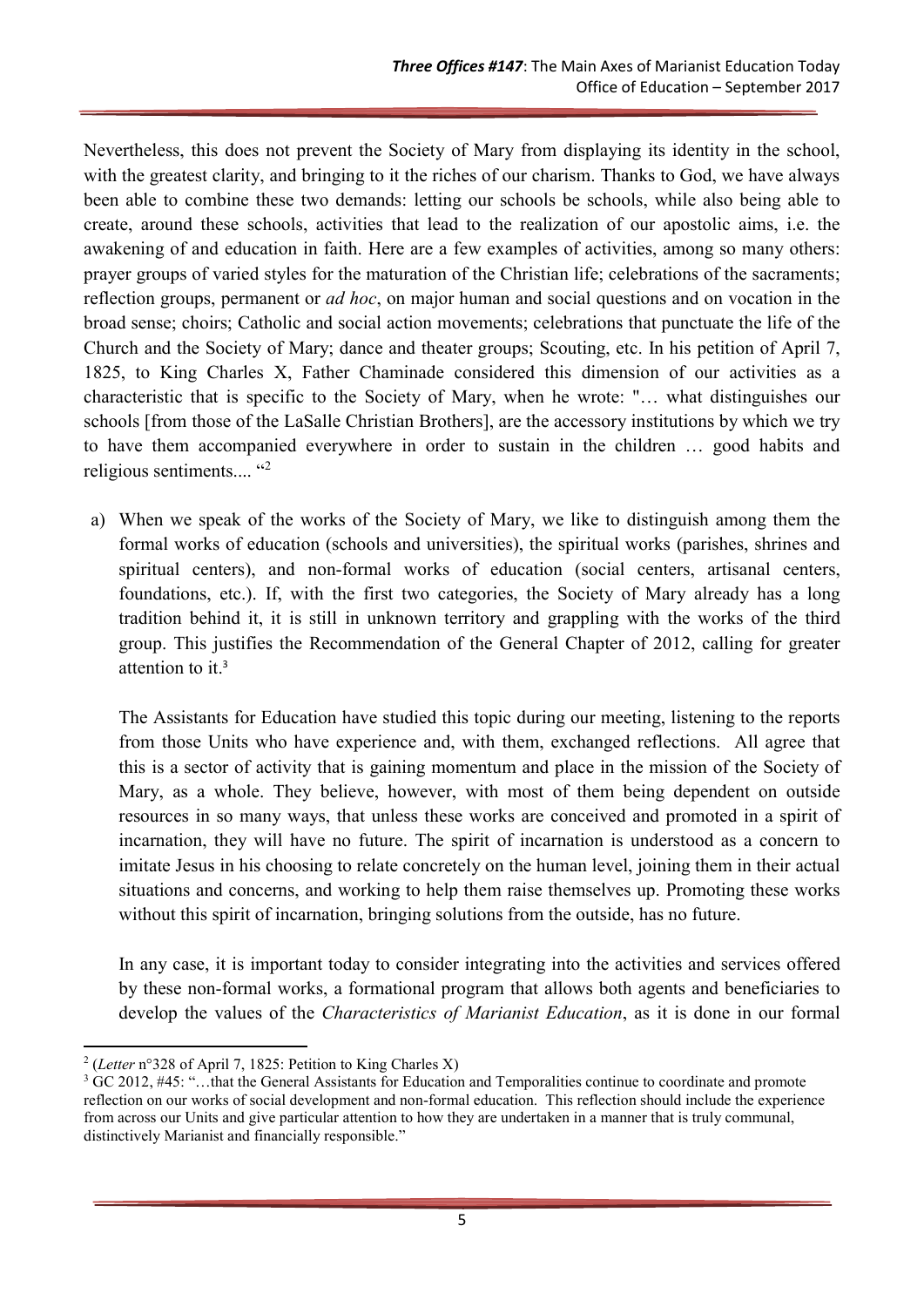Nevertheless, this does not prevent the Society of Mary from displaying its identity in the school, with the greatest clarity, and bringing to it the riches of our charism. Thanks to God, we have always been able to combine these two demands: letting our schools be schools, while also being able to create, around these schools, activities that lead to the realization of our apostolic aims, i.e. the awakening of and education in faith. Here are a few examples of activities, among so many others: prayer groups of varied styles for the maturation of the Christian life; celebrations of the sacraments; reflection groups, permanent or *ad hoc*, on major human and social questions and on vocation in the broad sense; choirs; Catholic and social action movements; celebrations that punctuate the life of the Church and the Society of Mary; dance and theater groups; Scouting, etc. In his petition of April 7, 1825, to King Charles X, Father Chaminade considered this dimension of our activities as a characteristic that is specific to the Society of Mary, when he wrote: "… what distinguishes our schools [from those of the LaSalle Christian Brothers], are the accessory institutions by which we try to have them accompanied everywhere in order to sustain in the children … good habits and religious sentiments.... "[2]

a) When we speak of the works of the Society of Mary, we like to distinguish among them the formal works of education (schools and universities), the spiritual works (parishes, shrines and spiritual centers), and non-formal works of education (social centers, artisanal centers, foundations, etc.). If, with the first two categories, the Society of Mary already has a long tradition behind it, it is still in unknown territory and grappling with the works of the third group. This justifies the Recommendation of the General Chapter of 2012, calling for greater attention to it.[3]

   The Assistants for Education have studied this topic during our meeting, listening to the reports from those Units who have experience and, with them, exchanged reflections. All agree that this is a sector of activity that is gaining momentum and place in the mission of the Society of Mary, as a whole. They believe, however, with most of them being dependent on outside resources in so many ways, that unless these works are conceived and promoted in a spirit of incarnation, they will have no future. The spirit of incarnation is understood as a concern to imitate Jesus in his choosing to relate concretely on the human level, joining them in their actual situations and concerns, and working to help them raise themselves up. Promoting these works without this spirit of incarnation, bringing solutions from the outside, has no future.

   In any case, it is important today to consider integrating into the activities and services offered by these non-formal works, a formational program that allows both agents and beneficiaries to develop the values of the *Characteristics of Marianist Education*, as it is done in our formal

---

[2] (*Letter* n°328 of April 7, 1825: Petition to King Charles X)

[3] GC 2012, #45: "…that the General Assistants for Education and Temporalities continue to coordinate and promote reflection on our works of social development and non-formal education. This reflection should include the experience from across our Units and give particular attention to how they are undertaken in a manner that is truly communal, distinctively Marianist and financially responsible."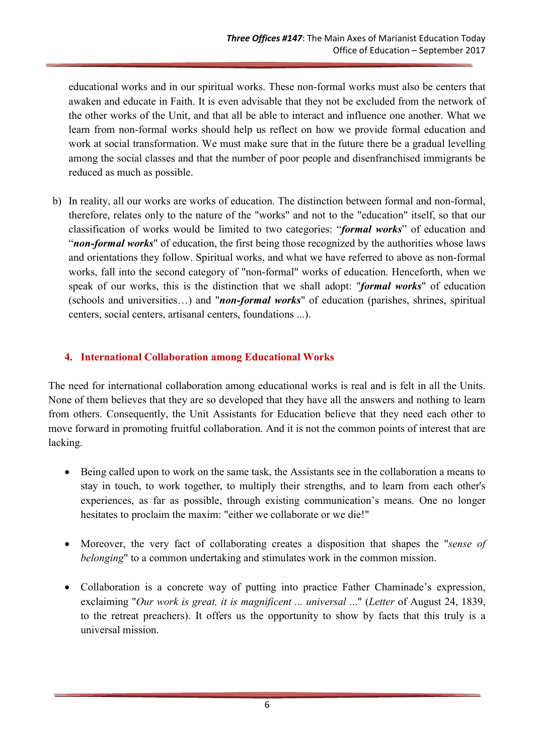educational works and in our spiritual works. These non-formal works must also be centers that awaken and educate in Faith. It is even advisable that they not be excluded from the network of the other works of the Unit, and that all be able to interact and influence one another. What we learn from non-formal works should help us reflect on how we provide formal education and work at social transformation. We must make sure that in the future there be a gradual levelling among the social classes and that the number of poor people and disenfranchised immigrants be reduced as much as possible.

b) In reality, all our works are works of education. The distinction between formal and non-formal, therefore, relates only to the nature of the "works" and not to the "education" itself, so that our classification of works would be limited to two categories: "***formal works***" of education and "***non-formal works***" of education, the first being those recognized by the authorities whose laws and orientations they follow. Spiritual works, and what we have referred to above as non-formal works, fall into the second category of "non-formal" works of education. Henceforth, when we speak of our works, this is the distinction that we shall adopt: "***formal works***" of education (schools and universities…) and "***non-formal works***" of education (parishes, shrines, spiritual centers, social centers, artisanal centers, foundations ...).

## 4. International Collaboration among Educational Works

The need for international collaboration among educational works is real and is felt in all the Units. None of them believes that they are so developed that they have all the answers and nothing to learn from others. Consequently, the Unit Assistants for Education believe that they need each other to move forward in promoting fruitful collaboration. And it is not the common points of interest that are lacking.

- Being called upon to work on the same task, the Assistants see in the collaboration a means to stay in touch, to work together, to multiply their strengths, and to learn from each other's experiences, as far as possible, through existing communication's means. One no longer hesitates to proclaim the maxim: "either we collaborate or we die!"

- Moreover, the very fact of collaborating creates a disposition that shapes the "*sense of belonging*" to a common undertaking and stimulates work in the common mission.

- Collaboration is a concrete way of putting into practice Father Chaminade's expression, exclaiming "*Our work is great, it is magnificent ... universal ...*" (*Letter* of August 24, 1839, to the retreat preachers). It offers us the opportunity to show by facts that this truly is a universal mission.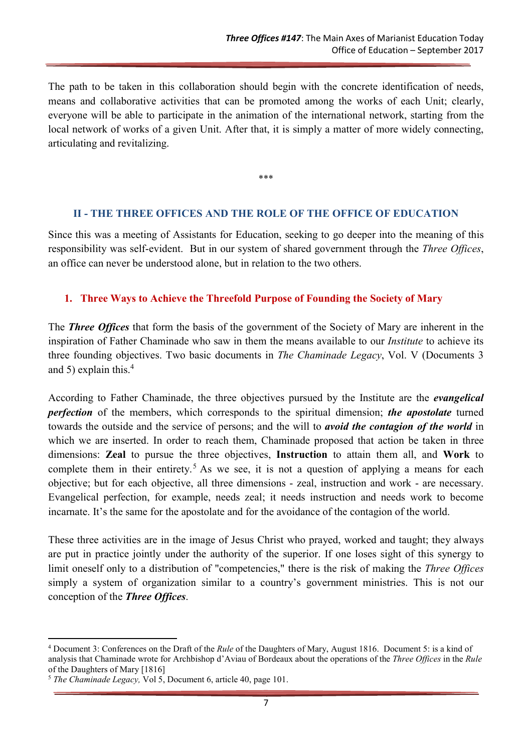The path to be taken in this collaboration should begin with the concrete identification of needs, means and collaborative activities that can be promoted among the works of each Unit; clearly, everyone will be able to participate in the animation of the international network, starting from the local network of works of a given Unit. After that, it is simply a matter of more widely connecting, articulating and revitalizing.

\*\*\*

## II - THE THREE OFFICES AND THE ROLE OF THE OFFICE OF EDUCATION

Since this was a meeting of Assistants for Education, seeking to go deeper into the meaning of this responsibility was self-evident. But in our system of shared government through the *Three Offices*, an office can never be understood alone, but in relation to the two others.

### 1. Three Ways to Achieve the Threefold Purpose of Founding the Society of Mary

The ***Three Offices*** that form the basis of the government of the Society of Mary are inherent in the inspiration of Father Chaminade who saw in them the means available to our *Institute* to achieve its three founding objectives. Two basic documents in *The Chaminade Legacy*, Vol. V (Documents 3 and 5) explain this.[4]

According to Father Chaminade, the three objectives pursued by the Institute are the ***evangelical perfection*** of the members, which corresponds to the spiritual dimension; ***the apostolate*** turned towards the outside and the service of persons; and the will to ***avoid the contagion of the world*** in which we are inserted. In order to reach them, Chaminade proposed that action be taken in three dimensions: **Zeal** to pursue the three objectives, **Instruction** to attain them all, and **Work** to complete them in their entirety.[5] As we see, it is not a question of applying a means for each objective; but for each objective, all three dimensions - zeal, instruction and work - are necessary. Evangelical perfection, for example, needs zeal; it needs instruction and needs work to become incarnate. It's the same for the apostolate and for the avoidance of the contagion of the world.

These three activities are in the image of Jesus Christ who prayed, worked and taught; they always are put in practice jointly under the authority of the superior. If one loses sight of this synergy to limit oneself only to a distribution of "competencies," there is the risk of making the *Three Offices* simply a system of organization similar to a country's government ministries. This is not our conception of the ***Three Offices***.

---

[4] Document 3: Conferences on the Draft of the *Rule* of the Daughters of Mary, August 1816. Document 5: is a kind of analysis that Chaminade wrote for Archbishop d'Aviau of Bordeaux about the operations of the *Three Offices* in the *Rule* of the Daughters of Mary [1816]

[5] *The Chaminade Legacy,* Vol 5, Document 6, article 40, page 101.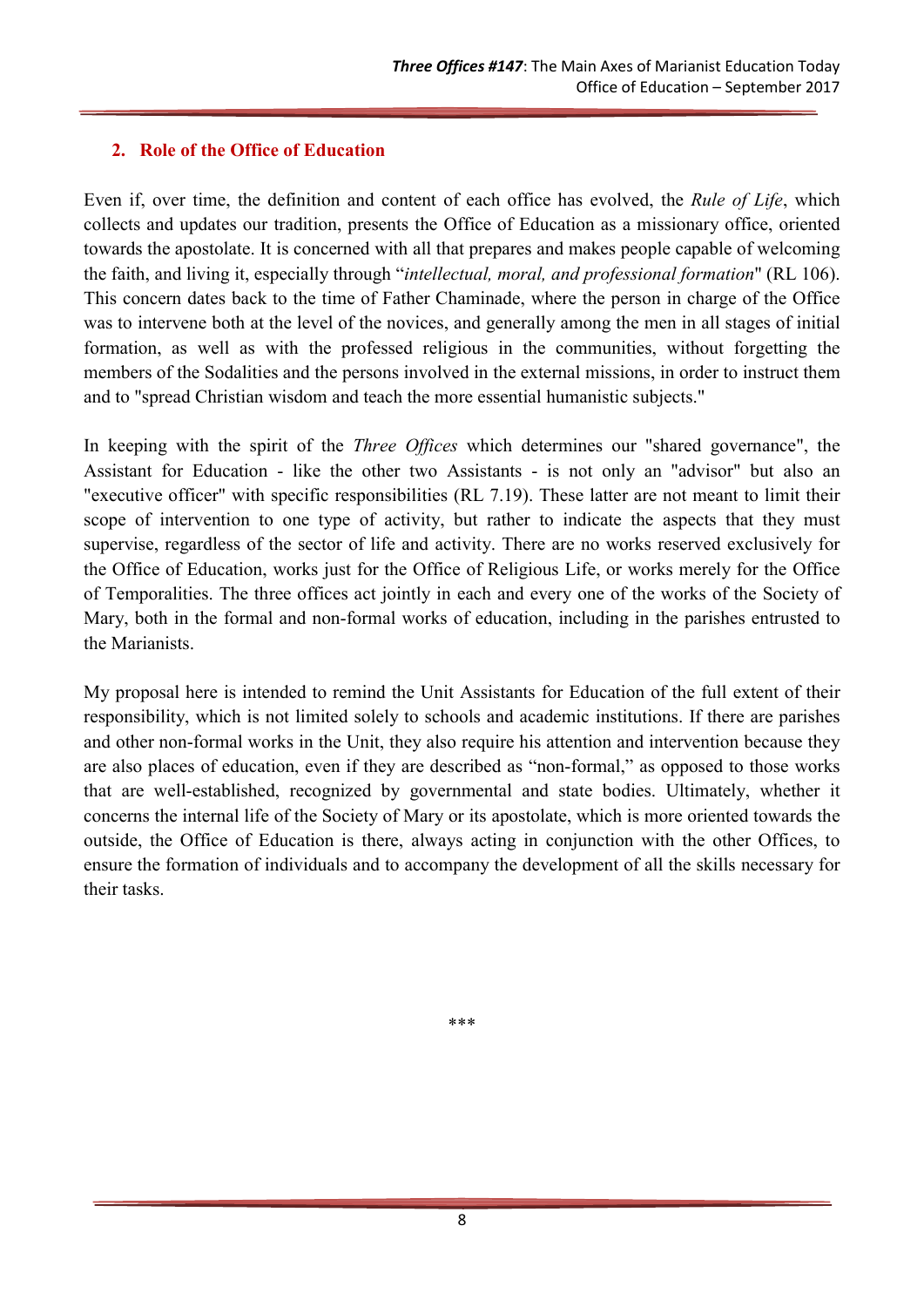## 2. Role of the Office of Education

Even if, over time, the definition and content of each office has evolved, the *Rule of Life*, which collects and updates our tradition, presents the Office of Education as a missionary office, oriented towards the apostolate. It is concerned with all that prepares and makes people capable of welcoming the faith, and living it, especially through "*intellectual, moral, and professional formation*" (RL 106). This concern dates back to the time of Father Chaminade, where the person in charge of the Office was to intervene both at the level of the novices, and generally among the men in all stages of initial formation, as well as with the professed religious in the communities, without forgetting the members of the Sodalities and the persons involved in the external missions, in order to instruct them and to "spread Christian wisdom and teach the more essential humanistic subjects."

In keeping with the spirit of the *Three Offices* which determines our "shared governance", the Assistant for Education - like the other two Assistants - is not only an "advisor" but also an "executive officer" with specific responsibilities (RL 7.19). These latter are not meant to limit their scope of intervention to one type of activity, but rather to indicate the aspects that they must supervise, regardless of the sector of life and activity. There are no works reserved exclusively for the Office of Education, works just for the Office of Religious Life, or works merely for the Office of Temporalities. The three offices act jointly in each and every one of the works of the Society of Mary, both in the formal and non-formal works of education, including in the parishes entrusted to the Marianists.

My proposal here is intended to remind the Unit Assistants for Education of the full extent of their responsibility, which is not limited solely to schools and academic institutions. If there are parishes and other non-formal works in the Unit, they also require his attention and intervention because they are also places of education, even if they are described as "non-formal," as opposed to those works that are well-established, recognized by governmental and state bodies. Ultimately, whether it concerns the internal life of the Society of Mary or its apostolate, which is more oriented towards the outside, the Office of Education is there, always acting in conjunction with the other Offices, to ensure the formation of individuals and to accompany the development of all the skills necessary for their tasks.

***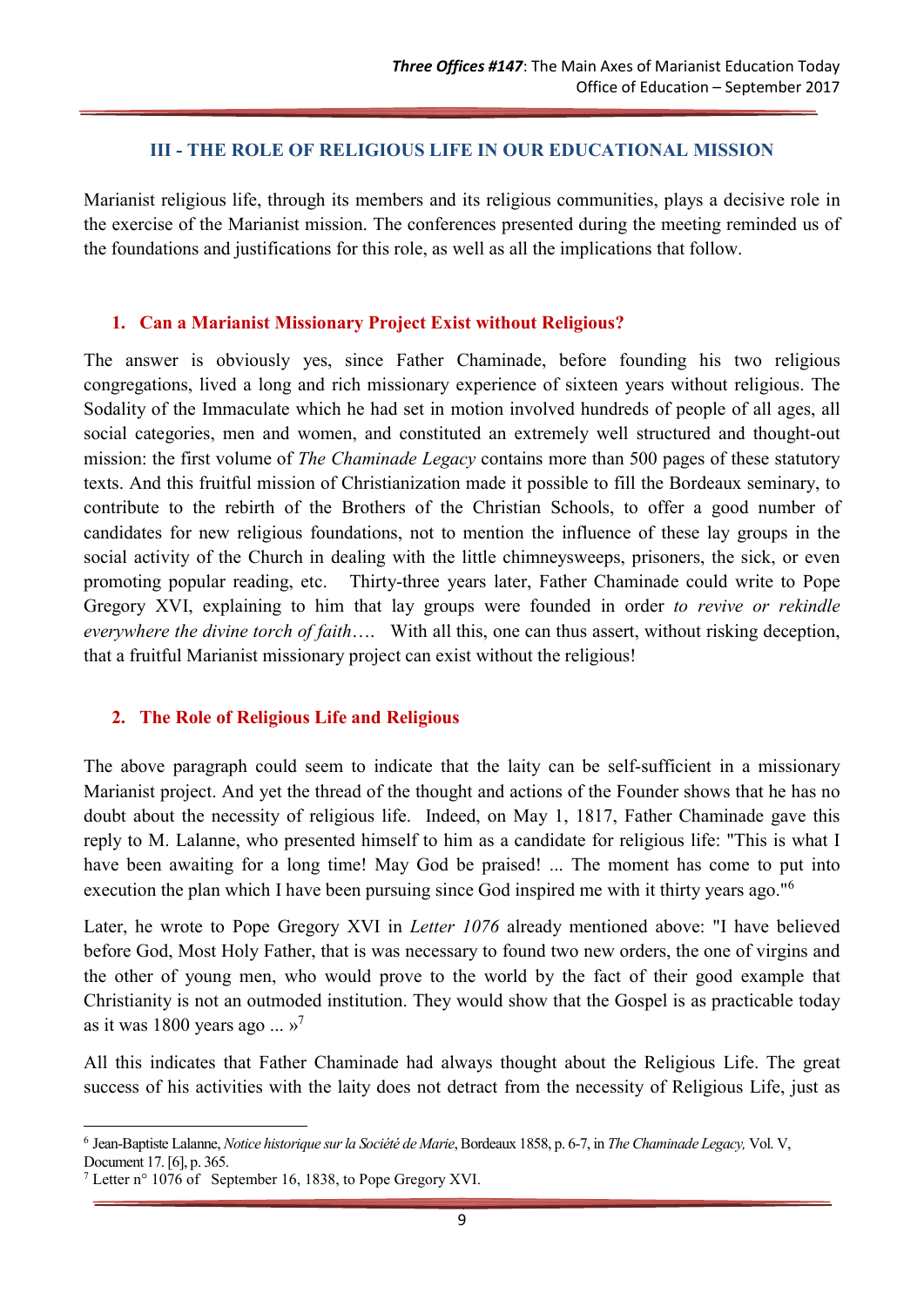## III - THE ROLE OF RELIGIOUS LIFE IN OUR EDUCATIONAL MISSION

Marianist religious life, through its members and its religious communities, plays a decisive role in the exercise of the Marianist mission. The conferences presented during the meeting reminded us of the foundations and justifications for this role, as well as all the implications that follow.

### 1. Can a Marianist Missionary Project Exist without Religious?

The answer is obviously yes, since Father Chaminade, before founding his two religious congregations, lived a long and rich missionary experience of sixteen years without religious. The Sodality of the Immaculate which he had set in motion involved hundreds of people of all ages, all social categories, men and women, and constituted an extremely well structured and thought-out mission: the first volume of *The Chaminade Legacy* contains more than 500 pages of these statutory texts. And this fruitful mission of Christianization made it possible to fill the Bordeaux seminary, to contribute to the rebirth of the Brothers of the Christian Schools, to offer a good number of candidates for new religious foundations, not to mention the influence of these lay groups in the social activity of the Church in dealing with the little chimneysweeps, prisoners, the sick, or even promoting popular reading, etc. Thirty-three years later, Father Chaminade could write to Pope Gregory XVI, explaining to him that lay groups were founded in order *to revive or rekindle everywhere the divine torch of faith*…. With all this, one can thus assert, without risking deception, that a fruitful Marianist missionary project can exist without the religious!

### 2. The Role of Religious Life and Religious

The above paragraph could seem to indicate that the laity can be self-sufficient in a missionary Marianist project. And yet the thread of the thought and actions of the Founder shows that he has no doubt about the necessity of religious life. Indeed, on May 1, 1817, Father Chaminade gave this reply to M. Lalanne, who presented himself to him as a candidate for religious life: "This is what I have been awaiting for a long time! May God be praised! ... The moment has come to put into execution the plan which I have been pursuing since God inspired me with it thirty years ago."[6]

Later, he wrote to Pope Gregory XVI in *Letter 1076* already mentioned above: "I have believed before God, Most Holy Father, that is was necessary to found two new orders, the one of virgins and the other of young men, who would prove to the world by the fact of their good example that Christianity is not an outmoded institution. They would show that the Gospel is as practicable today as it was 1800 years ago ... »[7]

All this indicates that Father Chaminade had always thought about the Religious Life. The great success of his activities with the laity does not detract from the necessity of Religious Life, just as

---

[6] Jean-Baptiste Lalanne, *Notice historique sur la Société de Marie*, Bordeaux 1858, p. 6-7, in *The Chaminade Legacy,* Vol. V, Document 17. [6], p. 365.

[7] Letter n° 1076 of September 16, 1838, to Pope Gregory XVI.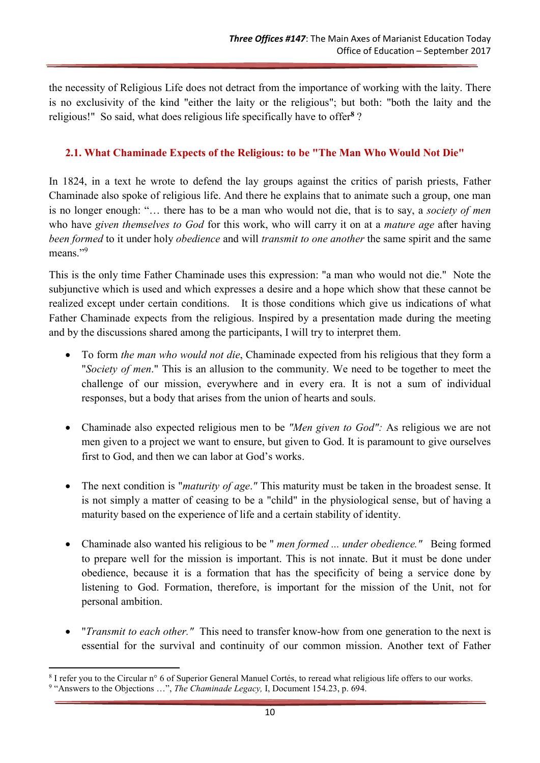the necessity of Religious Life does not detract from the importance of working with the laity. There is no exclusivity of the kind "either the laity or the religious"; but both: "both the laity and the religious!" So said, what does religious life specifically have to offer[8] ?

### 2.1. What Chaminade Expects of the Religious: to be "The Man Who Would Not Die"

In 1824, in a text he wrote to defend the lay groups against the critics of parish priests, Father Chaminade also spoke of religious life. And there he explains that to animate such a group, one man is no longer enough: "… there has to be a man who would not die, that is to say, a *society of men* who have *given themselves to God* for this work, who will carry it on at a *mature age* after having *been formed* to it under holy *obedience* and will *transmit to one another* the same spirit and the same means."[9]

This is the only time Father Chaminade uses this expression: "a man who would not die." Note the subjunctive which is used and which expresses a desire and a hope which show that these cannot be realized except under certain conditions. It is those conditions which give us indications of what Father Chaminade expects from the religious. Inspired by a presentation made during the meeting and by the discussions shared among the participants, I will try to interpret them.

- To form *the man who would not die*, Chaminade expected from his religious that they form a "*Society of men*." This is an allusion to the community. We need to be together to meet the challenge of our mission, everywhere and in every era. It is not a sum of individual responses, but a body that arises from the union of hearts and souls.

- Chaminade also expected religious men to be *"Men given to God":* As religious we are not men given to a project we want to ensure, but given to God. It is paramount to give ourselves first to God, and then we can labor at God's works.

- The next condition is "*maturity of age."* This maturity must be taken in the broadest sense. It is not simply a matter of ceasing to be a "child" in the physiological sense, but of having a maturity based on the experience of life and a certain stability of identity.

- Chaminade also wanted his religious to be " *men formed ... under obedience."* Being formed to prepare well for the mission is important. This is not innate. But it must be done under obedience, because it is a formation that has the specificity of being a service done by listening to God. Formation, therefore, is important for the mission of the Unit, not for personal ambition.

- "*Transmit to each other."* This need to transfer know-how from one generation to the next is essential for the survival and continuity of our common mission. Another text of Father

---

[8] I refer you to the Circular n° 6 of Superior General Manuel Cortés, to reread what religious life offers to our works.

[9] "Answers to the Objections …", *The Chaminade Legacy,* I, Document 154.23, p. 694.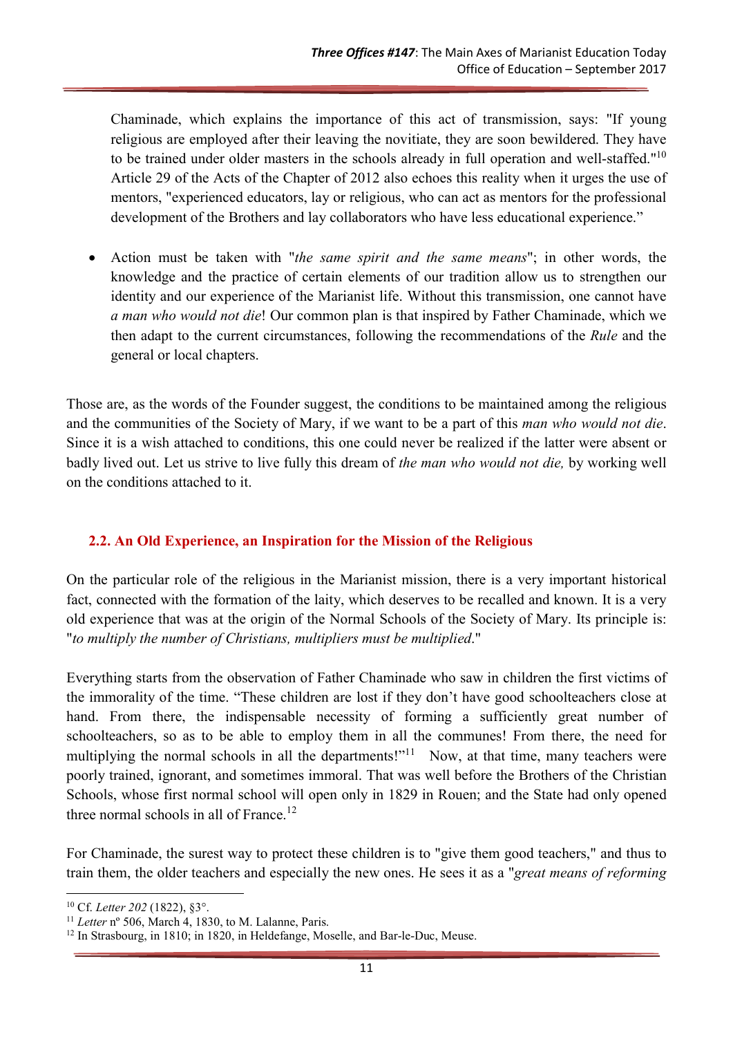Chaminade, which explains the importance of this act of transmission, says: "If young religious are employed after their leaving the novitiate, they are soon bewildered. They have to be trained under older masters in the schools already in full operation and well-staffed."[10] Article 29 of the Acts of the Chapter of 2012 also echoes this reality when it urges the use of mentors, "experienced educators, lay or religious, who can act as mentors for the professional development of the Brothers and lay collaborators who have less educational experience."

- Action must be taken with "*the same spirit and the same means*"; in other words, the knowledge and the practice of certain elements of our tradition allow us to strengthen our identity and our experience of the Marianist life. Without this transmission, one cannot have *a man who would not die*! Our common plan is that inspired by Father Chaminade, which we then adapt to the current circumstances, following the recommendations of the *Rule* and the general or local chapters.

Those are, as the words of the Founder suggest, the conditions to be maintained among the religious and the communities of the Society of Mary, if we want to be a part of this *man who would not die*. Since it is a wish attached to conditions, this one could never be realized if the latter were absent or badly lived out. Let us strive to live fully this dream of *the man who would not die,* by working well on the conditions attached to it.

## 2.2. An Old Experience, an Inspiration for the Mission of the Religious

On the particular role of the religious in the Marianist mission, there is a very important historical fact, connected with the formation of the laity, which deserves to be recalled and known. It is a very old experience that was at the origin of the Normal Schools of the Society of Mary. Its principle is: "*to multiply the number of Christians, multipliers must be multiplied*."

Everything starts from the observation of Father Chaminade who saw in children the first victims of the immorality of the time. "These children are lost if they don't have good schoolteachers close at hand. From there, the indispensable necessity of forming a sufficiently great number of schoolteachers, so as to be able to employ them in all the communes! From there, the need for multiplying the normal schools in all the departments!"[11] Now, at that time, many teachers were poorly trained, ignorant, and sometimes immoral. That was well before the Brothers of the Christian Schools, whose first normal school will open only in 1829 in Rouen; and the State had only opened three normal schools in all of France.[12]

For Chaminade, the surest way to protect these children is to "give them good teachers," and thus to train them, the older teachers and especially the new ones. He sees it as a "*great means of reforming*

---

[10] Cf. *Letter 202* (1822), §3°.

[11] *Letter* nº 506, March 4, 1830, to M. Lalanne, Paris.

[12] In Strasbourg, in 1810; in 1820, in Heldefange, Moselle, and Bar-le-Duc, Meuse.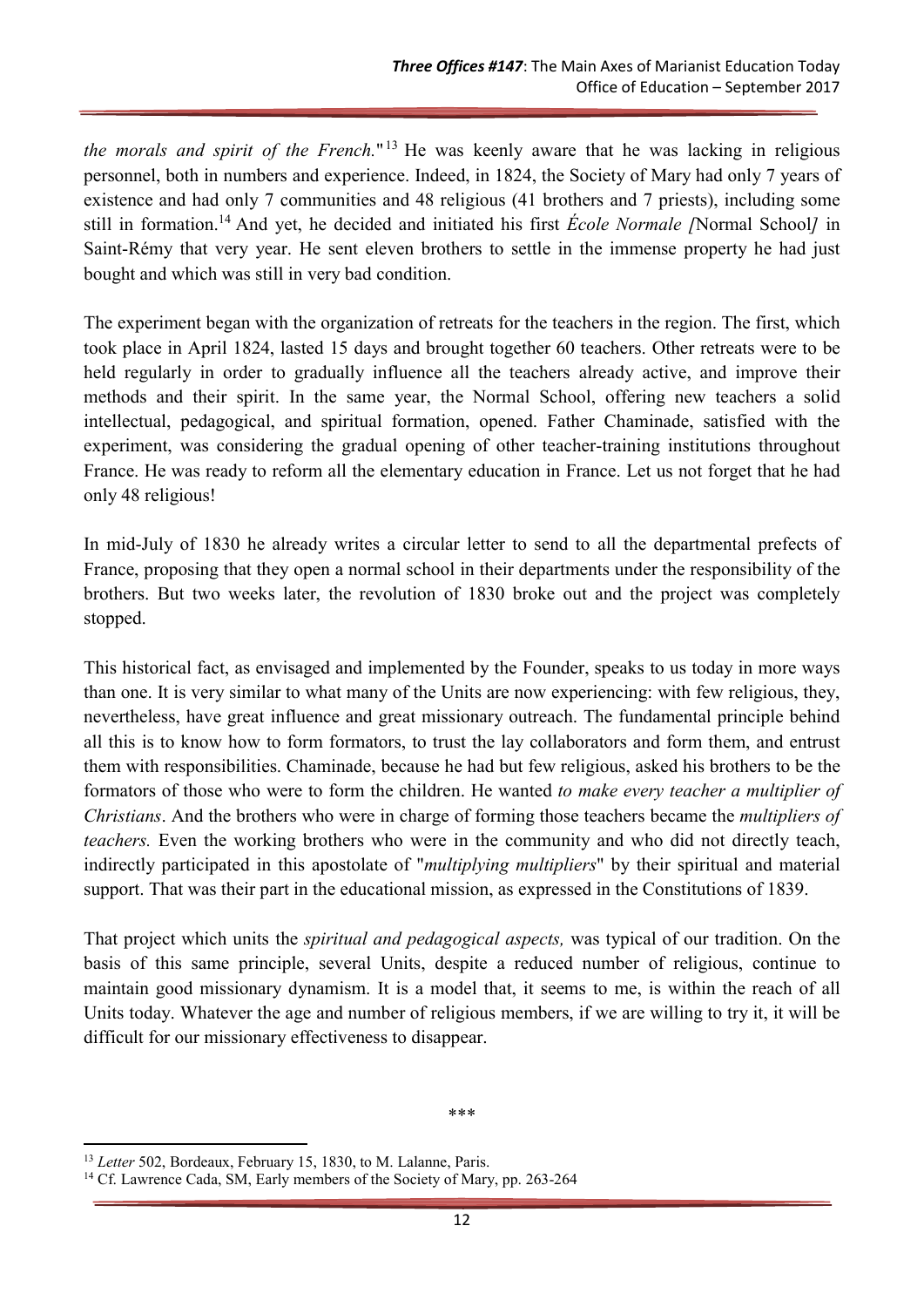*the morals and spirit of the French.*"[13] He was keenly aware that he was lacking in religious personnel, both in numbers and experience. Indeed, in 1824, the Society of Mary had only 7 years of existence and had only 7 communities and 48 religious (41 brothers and 7 priests), including some still in formation.[14] And yet, he decided and initiated his first *École Normale [*Normal School*]* in Saint-Rémy that very year. He sent eleven brothers to settle in the immense property he had just bought and which was still in very bad condition.

The experiment began with the organization of retreats for the teachers in the region. The first, which took place in April 1824, lasted 15 days and brought together 60 teachers. Other retreats were to be held regularly in order to gradually influence all the teachers already active, and improve their methods and their spirit. In the same year, the Normal School, offering new teachers a solid intellectual, pedagogical, and spiritual formation, opened. Father Chaminade, satisfied with the experiment, was considering the gradual opening of other teacher-training institutions throughout France. He was ready to reform all the elementary education in France. Let us not forget that he had only 48 religious!

In mid-July of 1830 he already writes a circular letter to send to all the departmental prefects of France, proposing that they open a normal school in their departments under the responsibility of the brothers. But two weeks later, the revolution of 1830 broke out and the project was completely stopped.

This historical fact, as envisaged and implemented by the Founder, speaks to us today in more ways than one. It is very similar to what many of the Units are now experiencing: with few religious, they, nevertheless, have great influence and great missionary outreach. The fundamental principle behind all this is to know how to form formators, to trust the lay collaborators and form them, and entrust them with responsibilities. Chaminade, because he had but few religious, asked his brothers to be the formators of those who were to form the children. He wanted *to make every teacher a multiplier of Christians*. And the brothers who were in charge of forming those teachers became the *multipliers of teachers.* Even the working brothers who were in the community and who did not directly teach, indirectly participated in this apostolate of "*multiplying multipliers*" by their spiritual and material support. That was their part in the educational mission, as expressed in the Constitutions of 1839.

That project which units the *spiritual and pedagogical aspects,* was typical of our tradition. On the basis of this same principle, several Units, despite a reduced number of religious, continue to maintain good missionary dynamism. It is a model that, it seems to me, is within the reach of all Units today. Whatever the age and number of religious members, if we are willing to try it, it will be difficult for our missionary effectiveness to disappear.

\*\*\*

[13] *Letter* 502, Bordeaux, February 15, 1830, to M. Lalanne, Paris.

[14] Cf. Lawrence Cada, SM, Early members of the Society of Mary, pp. 263-264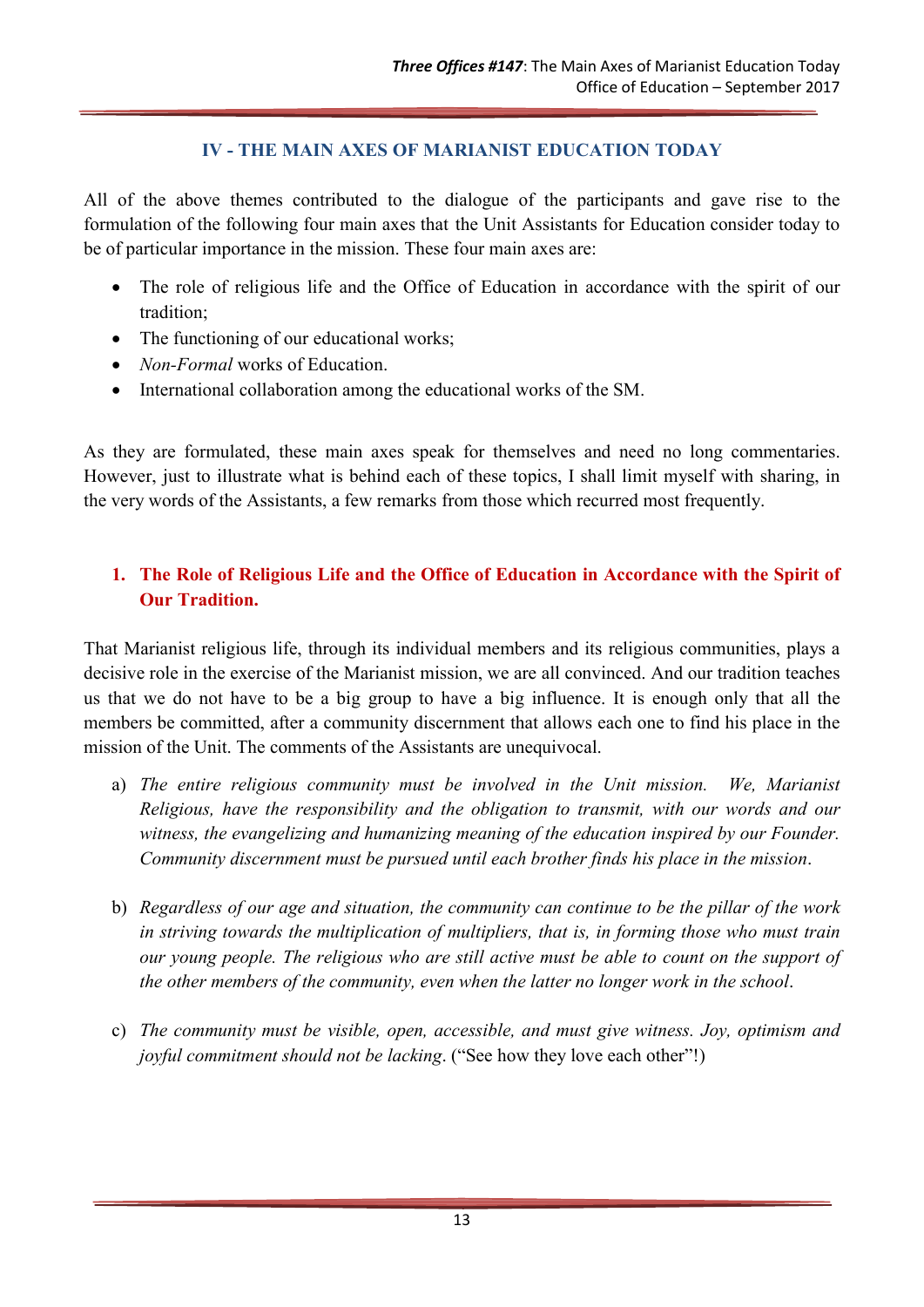## IV - THE MAIN AXES OF MARIANIST EDUCATION TODAY

All of the above themes contributed to the dialogue of the participants and gave rise to the formulation of the following four main axes that the Unit Assistants for Education consider today to be of particular importance in the mission. These four main axes are:

- The role of religious life and the Office of Education in accordance with the spirit of our tradition;
- The functioning of our educational works;
- *Non-Formal* works of Education.
- International collaboration among the educational works of the SM.

As they are formulated, these main axes speak for themselves and need no long commentaries. However, just to illustrate what is behind each of these topics, I shall limit myself with sharing, in the very words of the Assistants, a few remarks from those which recurred most frequently.

### 1. The Role of Religious Life and the Office of Education in Accordance with the Spirit of Our Tradition.

That Marianist religious life, through its individual members and its religious communities, plays a decisive role in the exercise of the Marianist mission, we are all convinced. And our tradition teaches us that we do not have to be a big group to have a big influence. It is enough only that all the members be committed, after a community discernment that allows each one to find his place in the mission of the Unit. The comments of the Assistants are unequivocal.

a) *The entire religious community must be involved in the Unit mission. We, Marianist Religious, have the responsibility and the obligation to transmit, with our words and our witness, the evangelizing and humanizing meaning of the education inspired by our Founder. Community discernment must be pursued until each brother finds his place in the mission*.

b) *Regardless of our age and situation, the community can continue to be the pillar of the work in striving towards the multiplication of multipliers, that is, in forming those who must train our young people. The religious who are still active must be able to count on the support of the other members of the community, even when the latter no longer work in the school*.

c) *The community must be visible, open, accessible, and must give witness. Joy, optimism and joyful commitment should not be lacking*. ("See how they love each other"!)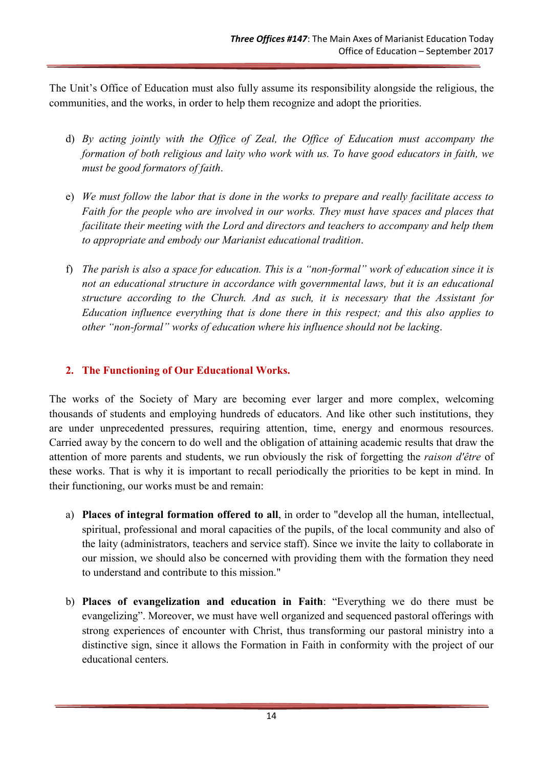The Unit's Office of Education must also fully assume its responsibility alongside the religious, the communities, and the works, in order to help them recognize and adopt the priorities.

d) *By acting jointly with the Office of Zeal, the Office of Education must accompany the formation of both religious and laity who work with us. To have good educators in faith, we must be good formators of faith*.

e) *We must follow the labor that is done in the works to prepare and really facilitate access to Faith for the people who are involved in our works. They must have spaces and places that facilitate their meeting with the Lord and directors and teachers to accompany and help them to appropriate and embody our Marianist educational tradition*.

f) *The parish is also a space for education. This is a "non-formal" work of education since it is not an educational structure in accordance with governmental laws, but it is an educational structure according to the Church. And as such, it is necessary that the Assistant for Education influence everything that is done there in this respect; and this also applies to other "non-formal" works of education where his influence should not be lacking*.

## 2. The Functioning of Our Educational Works.

The works of the Society of Mary are becoming ever larger and more complex, welcoming thousands of students and employing hundreds of educators. And like other such institutions, they are under unprecedented pressures, requiring attention, time, energy and enormous resources. Carried away by the concern to do well and the obligation of attaining academic results that draw the attention of more parents and students, we run obviously the risk of forgetting the *raison d'être* of these works. That is why it is important to recall periodically the priorities to be kept in mind. In their functioning, our works must be and remain:

a) **Places of integral formation offered to all**, in order to "develop all the human, intellectual, spiritual, professional and moral capacities of the pupils, of the local community and also of the laity (administrators, teachers and service staff). Since we invite the laity to collaborate in our mission, we should also be concerned with providing them with the formation they need to understand and contribute to this mission."

b) **Places of evangelization and education in Faith**: "Everything we do there must be evangelizing". Moreover, we must have well organized and sequenced pastoral offerings with strong experiences of encounter with Christ, thus transforming our pastoral ministry into a distinctive sign, since it allows the Formation in Faith in conformity with the project of our educational centers.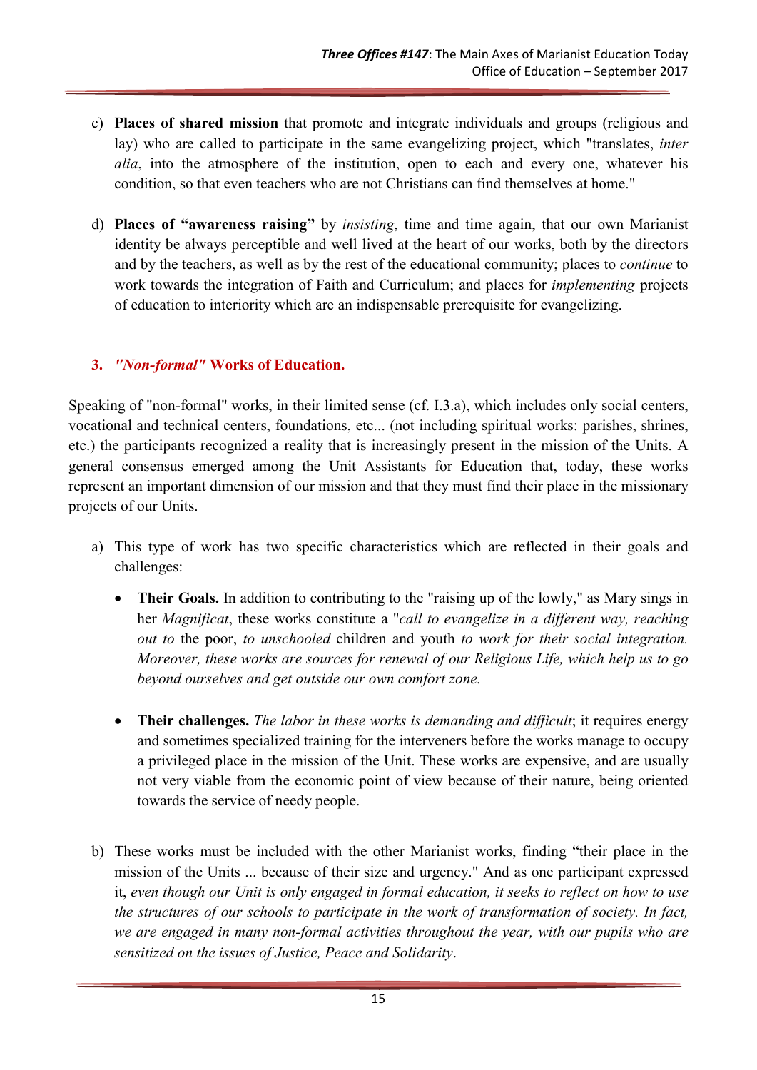c) **Places of shared mission** that promote and integrate individuals and groups (religious and lay) who are called to participate in the same evangelizing project, which "translates, *inter alia*, into the atmosphere of the institution, open to each and every one, whatever his condition, so that even teachers who are not Christians can find themselves at home."

d) **Places of "awareness raising"** by *insisting*, time and time again, that our own Marianist identity be always perceptible and well lived at the heart of our works, both by the directors and by the teachers, as well as by the rest of the educational community; places to *continue* to work towards the integration of Faith and Curriculum; and places for *implementing* projects of education to interiority which are an indispensable prerequisite for evangelizing.

### 3. *"Non-formal"* Works of Education.

Speaking of "non-formal" works, in their limited sense (cf. I.3.a), which includes only social centers, vocational and technical centers, foundations, etc... (not including spiritual works: parishes, shrines, etc.) the participants recognized a reality that is increasingly present in the mission of the Units. A general consensus emerged among the Unit Assistants for Education that, today, these works represent an important dimension of our mission and that they must find their place in the missionary projects of our Units.

a) This type of work has two specific characteristics which are reflected in their goals and challenges:

- **Their Goals.** In addition to contributing to the "raising up of the lowly," as Mary sings in her *Magnificat*, these works constitute a "*call to evangelize in a different way, reaching out to* the poor, *to unschooled* children and youth *to work for their social integration. Moreover, these works are sources for renewal of our Religious Life, which help us to go beyond ourselves and get outside our own comfort zone.*

- **Their challenges.** *The labor in these works is demanding and difficult*; it requires energy and sometimes specialized training for the interveners before the works manage to occupy a privileged place in the mission of the Unit. These works are expensive, and are usually not very viable from the economic point of view because of their nature, being oriented towards the service of needy people.

b) These works must be included with the other Marianist works, finding "their place in the mission of the Units ... because of their size and urgency." And as one participant expressed it, *even though our Unit is only engaged in formal education, it seeks to reflect on how to use the structures of our schools to participate in the work of transformation of society. In fact, we are engaged in many non-formal activities throughout the year, with our pupils who are sensitized on the issues of Justice, Peace and Solidarity*.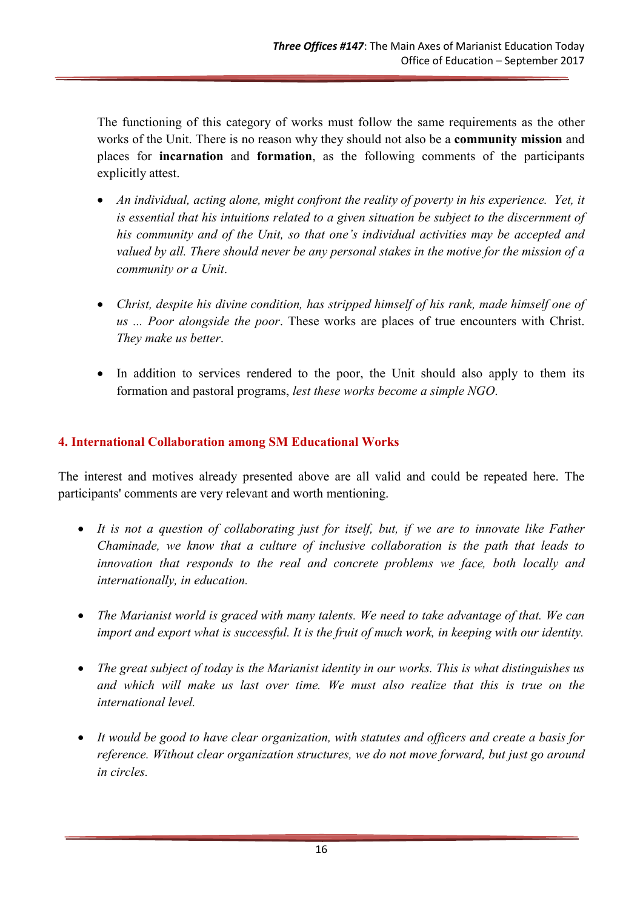The functioning of this category of works must follow the same requirements as the other works of the Unit. There is no reason why they should not also be a **community mission** and places for **incarnation** and **formation**, as the following comments of the participants explicitly attest.

- *An individual, acting alone, might confront the reality of poverty in his experience. Yet, it is essential that his intuitions related to a given situation be subject to the discernment of his community and of the Unit, so that one's individual activities may be accepted and valued by all. There should never be any personal stakes in the motive for the mission of a community or a Unit*.

- *Christ, despite his divine condition, has stripped himself of his rank, made himself one of us ... Poor alongside the poor*. These works are places of true encounters with Christ. *They make us better*.

- In addition to services rendered to the poor, the Unit should also apply to them its formation and pastoral programs, *lest these works become a simple NGO*.

## 4. International Collaboration among SM Educational Works

The interest and motives already presented above are all valid and could be repeated here. The participants' comments are very relevant and worth mentioning.

- *It is not a question of collaborating just for itself, but, if we are to innovate like Father Chaminade, we know that a culture of inclusive collaboration is the path that leads to innovation that responds to the real and concrete problems we face, both locally and internationally, in education.*

- *The Marianist world is graced with many talents. We need to take advantage of that. We can import and export what is successful. It is the fruit of much work, in keeping with our identity.*

- *The great subject of today is the Marianist identity in our works. This is what distinguishes us and which will make us last over time. We must also realize that this is true on the international level.*

- *It would be good to have clear organization, with statutes and officers and create a basis for reference. Without clear organization structures, we do not move forward, but just go around in circles.*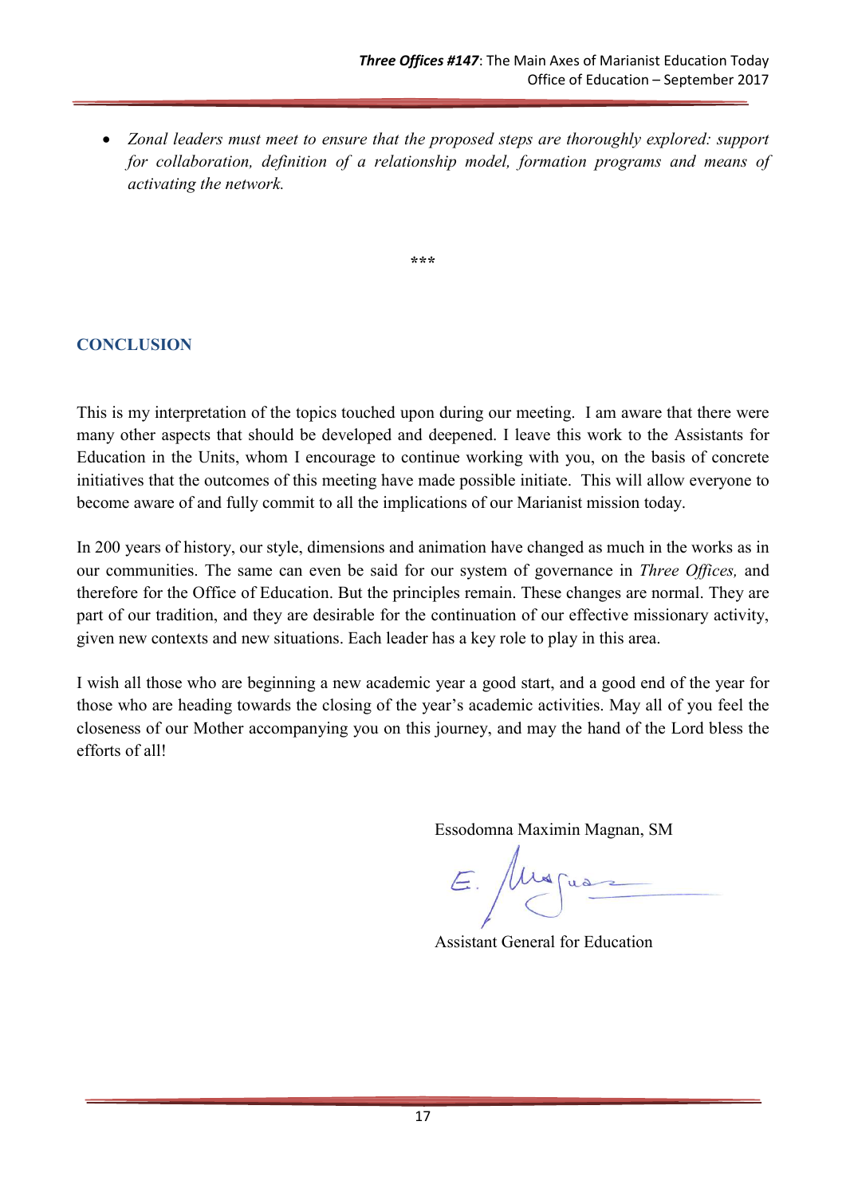- *Zonal leaders must meet to ensure that the proposed steps are thoroughly explored: support for collaboration, definition of a relationship model, formation programs and means of activating the network.*

***

## CONCLUSION

This is my interpretation of the topics touched upon during our meeting. I am aware that there were many other aspects that should be developed and deepened. I leave this work to the Assistants for Education in the Units, whom I encourage to continue working with you, on the basis of concrete initiatives that the outcomes of this meeting have made possible initiate. This will allow everyone to become aware of and fully commit to all the implications of our Marianist mission today.

In 200 years of history, our style, dimensions and animation have changed as much in the works as in our communities. The same can even be said for our system of governance in *Three Offices,* and therefore for the Office of Education. But the principles remain. These changes are normal. They are part of our tradition, and they are desirable for the continuation of our effective missionary activity, given new contexts and new situations. Each leader has a key role to play in this area.

I wish all those who are beginning a new academic year a good start, and a good end of the year for those who are heading towards the closing of the year's academic activities. May all of you feel the closeness of our Mother accompanying you on this journey, and may the hand of the Lord bless the efforts of all!

Essodomna Maximin Magnan, SM

Assistant General for Education